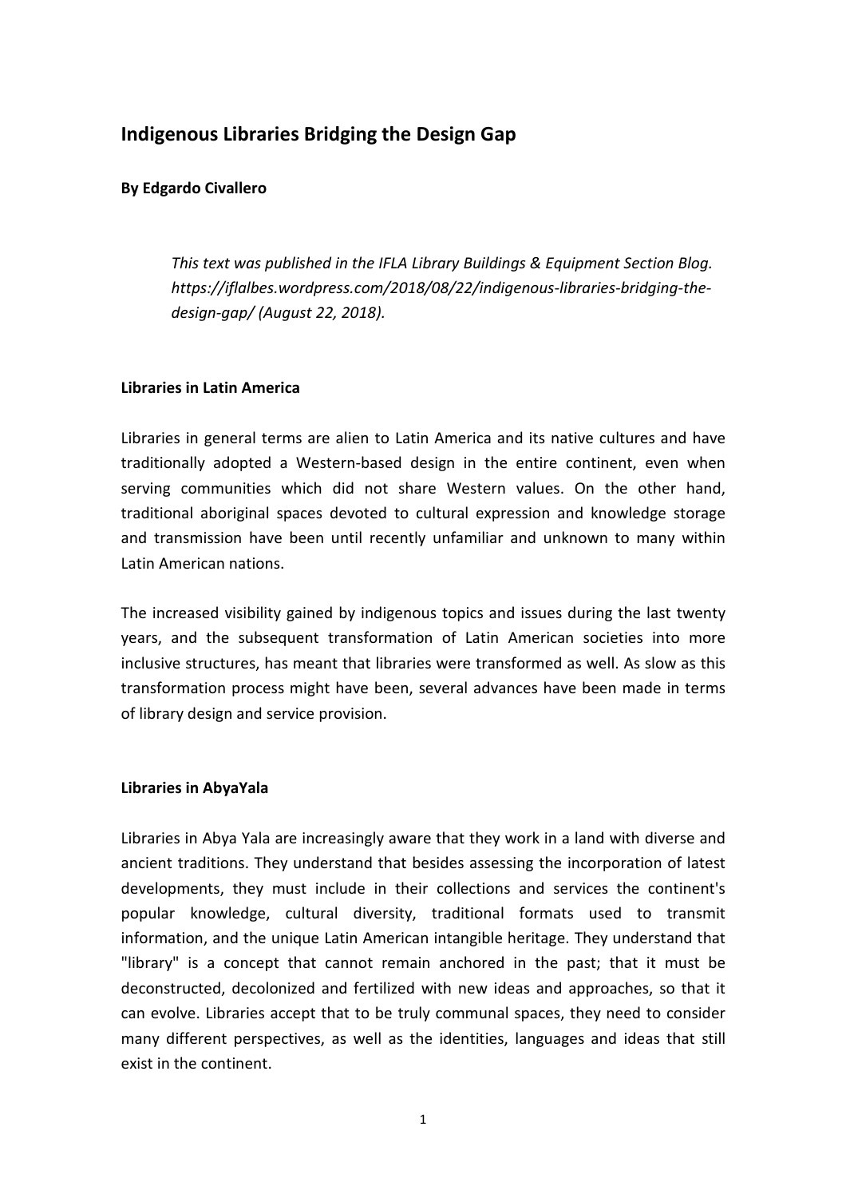# Indigenous Libraries Bridging the Design Gap

**By Edgardo Civallero**

> *This text was published in the IFLA Library Buildings & Equipment Section Blog. https://iflalbes.wordpress.com/2018/08/22/indigenous-libraries-bridging-the-design-gap/ (August 22, 2018).*

## Libraries in Latin America

Libraries in general terms are alien to Latin America and its native cultures and have traditionally adopted a Western-based design in the entire continent, even when serving communities which did not share Western values. On the other hand, traditional aboriginal spaces devoted to cultural expression and knowledge storage and transmission have been until recently unfamiliar and unknown to many within Latin American nations.

The increased visibility gained by indigenous topics and issues during the last twenty years, and the subsequent transformation of Latin American societies into more inclusive structures, has meant that libraries were transformed as well. As slow as this transformation process might have been, several advances have been made in terms of library design and service provision.

## Libraries in AbyaYala

Libraries in Abya Yala are increasingly aware that they work in a land with diverse and ancient traditions. They understand that besides assessing the incorporation of latest developments, they must include in their collections and services the continent's popular knowledge, cultural diversity, traditional formats used to transmit information, and the unique Latin American intangible heritage. They understand that "library" is a concept that cannot remain anchored in the past; that it must be deconstructed, decolonized and fertilized with new ideas and approaches, so that it can evolve. Libraries accept that to be truly communal spaces, they need to consider many different perspectives, as well as the identities, languages and ideas that still exist in the continent.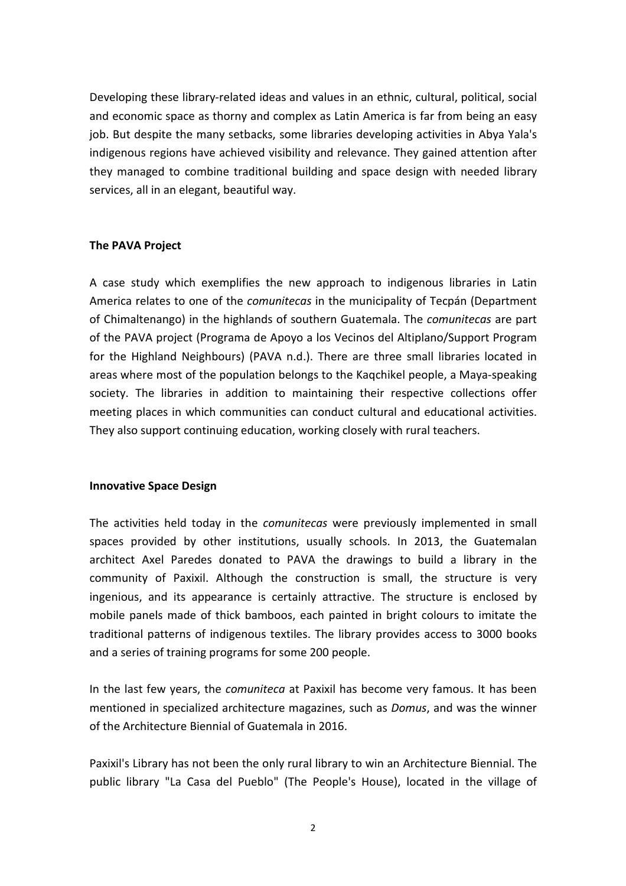Developing these library-related ideas and values in an ethnic, cultural, political, social and economic space as thorny and complex as Latin America is far from being an easy job. But despite the many setbacks, some libraries developing activities in Abya Yala's indigenous regions have achieved visibility and relevance. They gained attention after they managed to combine traditional building and space design with needed library services, all in an elegant, beautiful way.

**The PAVA Project**

A case study which exemplifies the new approach to indigenous libraries in Latin America relates to one of the *comunitecas* in the municipality of Tecpán (Department of Chimaltenango) in the highlands of southern Guatemala. The *comunitecas* are part of the PAVA project (Programa de Apoyo a los Vecinos del Altiplano/Support Program for the Highland Neighbours) (PAVA n.d.). There are three small libraries located in areas where most of the population belongs to the Kaqchikel people, a Maya-speaking society. The libraries in addition to maintaining their respective collections offer meeting places in which communities can conduct cultural and educational activities. They also support continuing education, working closely with rural teachers.

**Innovative Space Design**

The activities held today in the *comunitecas* were previously implemented in small spaces provided by other institutions, usually schools. In 2013, the Guatemalan architect Axel Paredes donated to PAVA the drawings to build a library in the community of Paxixil. Although the construction is small, the structure is very ingenious, and its appearance is certainly attractive. The structure is enclosed by mobile panels made of thick bamboos, each painted in bright colours to imitate the traditional patterns of indigenous textiles. The library provides access to 3000 books and a series of training programs for some 200 people.

In the last few years, the *comuniteca* at Paxixil has become very famous. It has been mentioned in specialized architecture magazines, such as *Domus*, and was the winner of the Architecture Biennial of Guatemala in 2016.

Paxixil's Library has not been the only rural library to win an Architecture Biennial. The public library "La Casa del Pueblo" (The People's House), located in the village of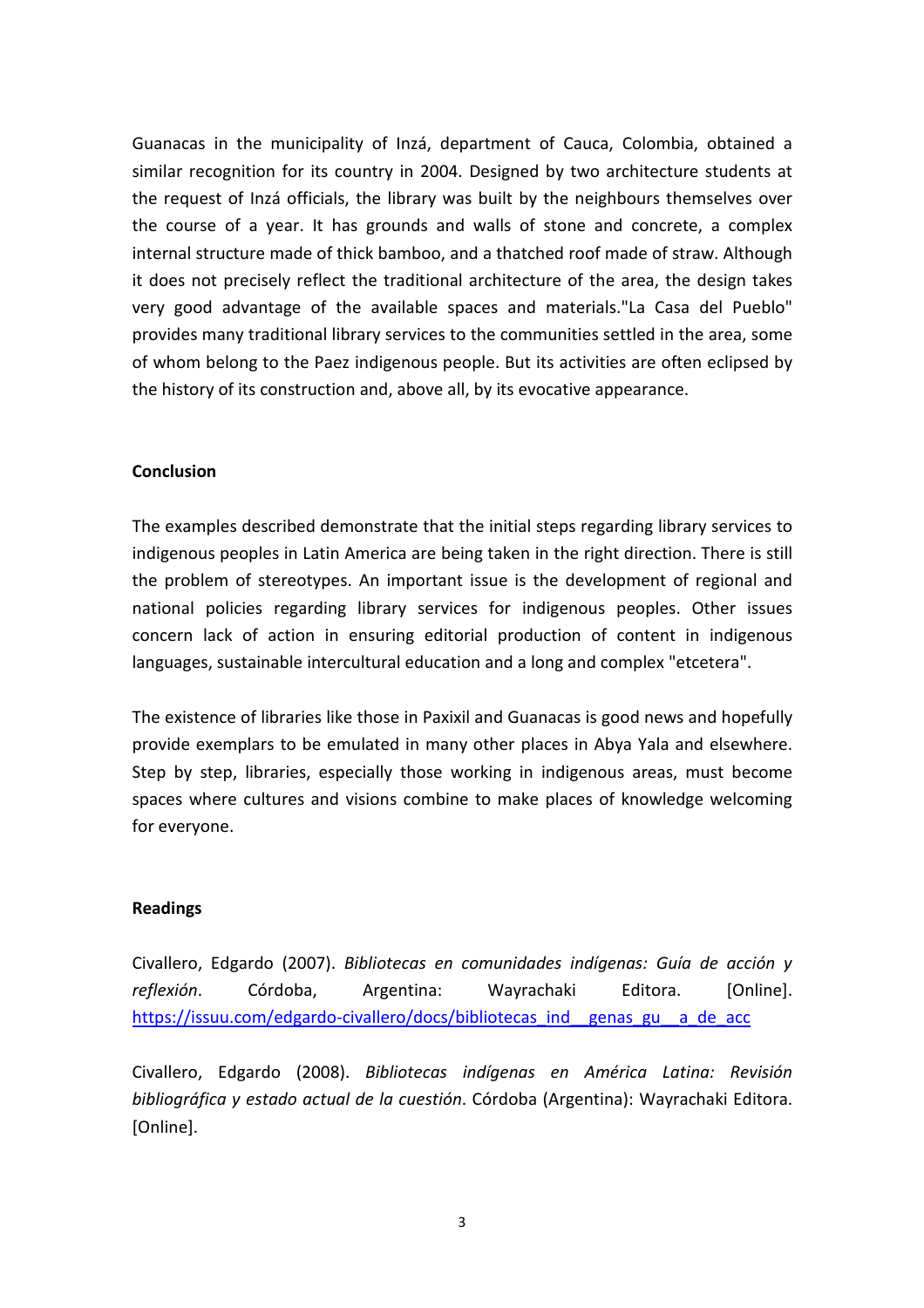Guanacas in the municipality of Inzá, department of Cauca, Colombia, obtained a similar recognition for its country in 2004. Designed by two architecture students at the request of Inzá officials, the library was built by the neighbours themselves over the course of a year. It has grounds and walls of stone and concrete, a complex internal structure made of thick bamboo, and a thatched roof made of straw. Although it does not precisely reflect the traditional architecture of the area, the design takes very good advantage of the available spaces and materials."La Casa del Pueblo" provides many traditional library services to the communities settled in the area, some of whom belong to the Paez indigenous people. But its activities are often eclipsed by the history of its construction and, above all, by its evocative appearance.

**Conclusion**

The examples described demonstrate that the initial steps regarding library services to indigenous peoples in Latin America are being taken in the right direction. There is still the problem of stereotypes. An important issue is the development of regional and national policies regarding library services for indigenous peoples. Other issues concern lack of action in ensuring editorial production of content in indigenous languages, sustainable intercultural education and a long and complex "etcetera".

The existence of libraries like those in Paxixil and Guanacas is good news and hopefully provide exemplars to be emulated in many other places in Abya Yala and elsewhere. Step by step, libraries, especially those working in indigenous areas, must become spaces where cultures and visions combine to make places of knowledge welcoming for everyone.

**Readings**

Civallero, Edgardo (2007). *Bibliotecas en comunidades indígenas: Guía de acción y reflexión*. Córdoba, Argentina: Wayrachaki Editora. [Online]. https://issuu.com/edgardo-civallero/docs/bibliotecas_ind__genas_gu__a_de_acc

Civallero, Edgardo (2008). *Bibliotecas indígenas en América Latina: Revisión bibliográfica y estado actual de la cuestión*. Córdoba (Argentina): Wayrachaki Editora. [Online].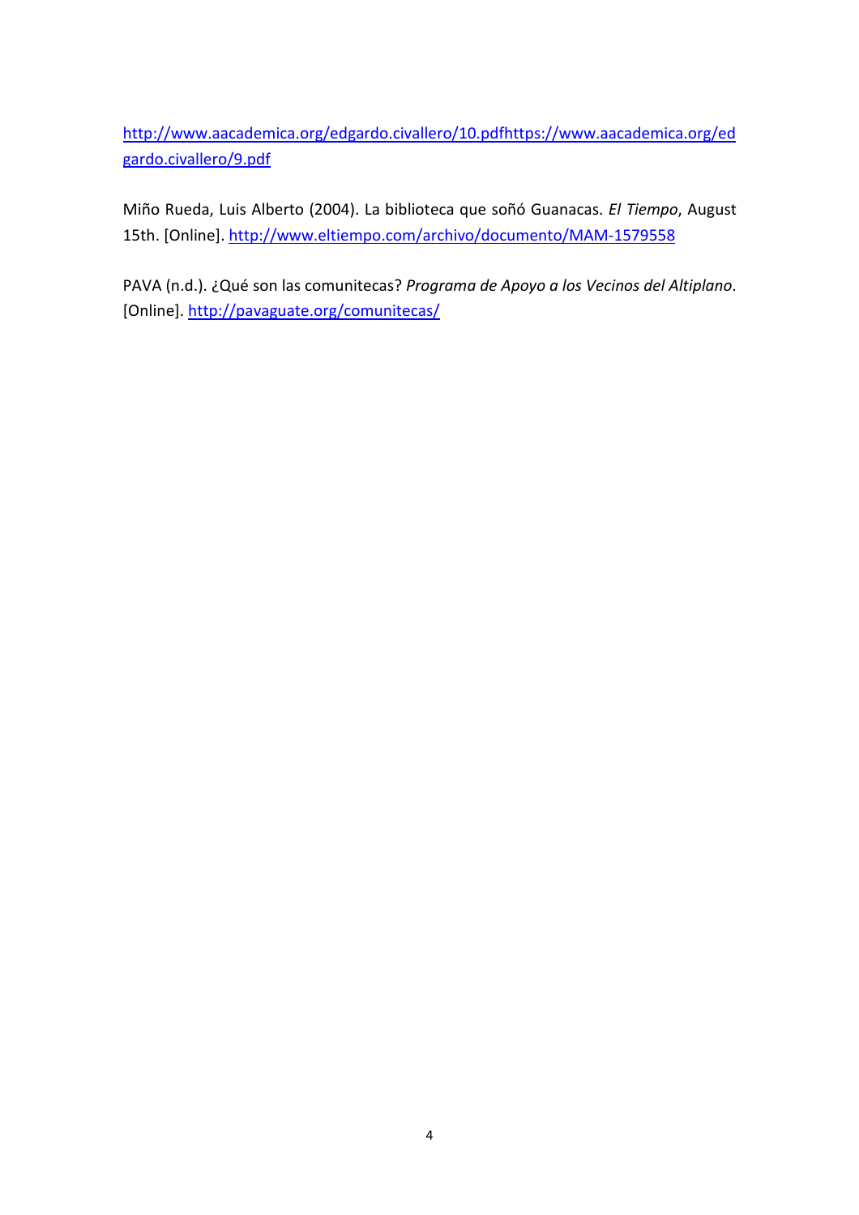http://www.aacademica.org/edgardo.civallero/10.pdfhttps://www.aacademica.org/edgardo.civallero/9.pdf

Miño Rueda, Luis Alberto (2004). La biblioteca que soñó Guanacas. *El Tiempo*, August 15th. [Online]. http://www.eltiempo.com/archivo/documento/MAM-1579558

PAVA (n.d.). ¿Qué son las comunitecas? *Programa de Apoyo a los Vecinos del Altiplano*. [Online]. http://pavaguate.org/comunitecas/